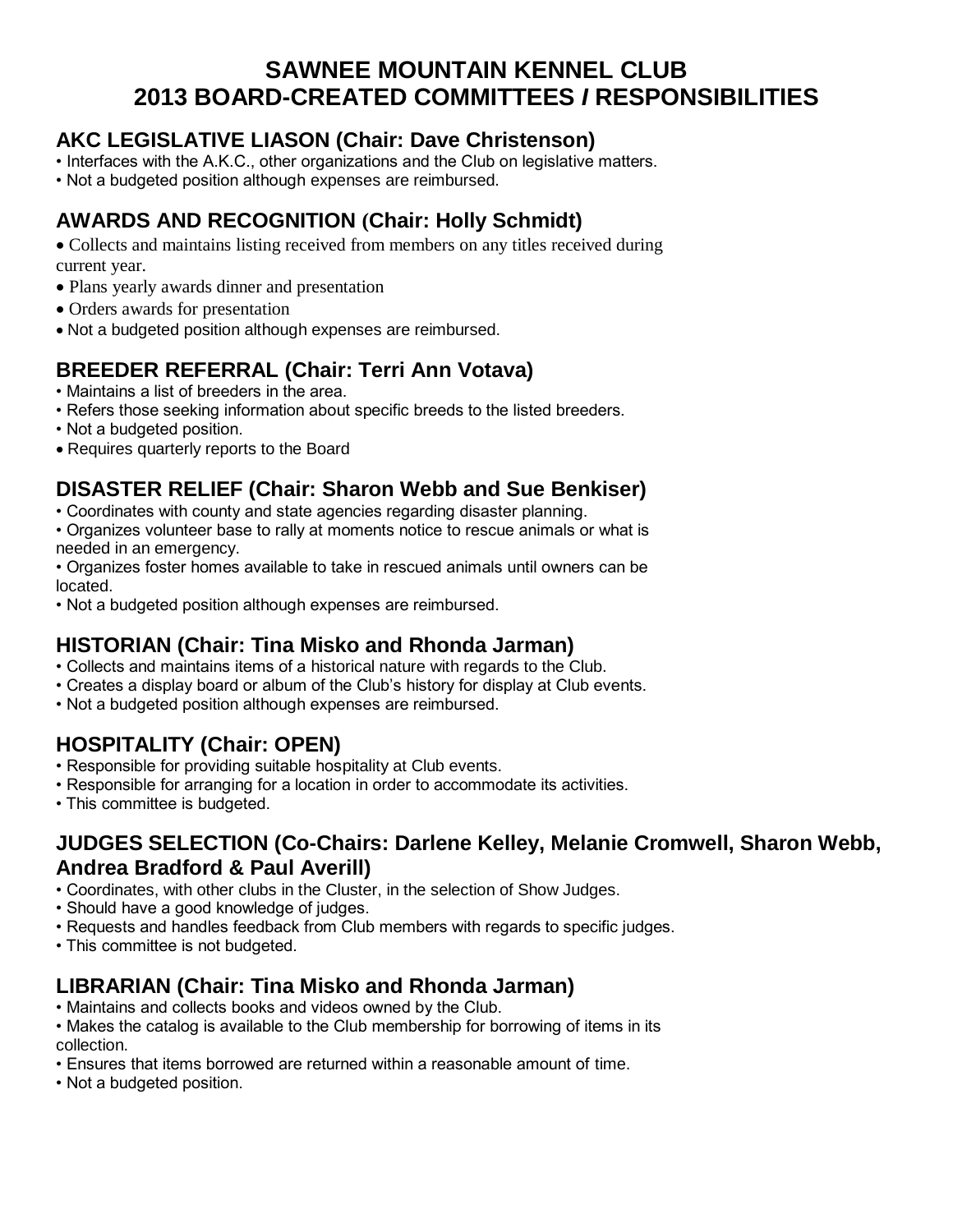# SAWNEE MOUNTAIN KENNEL CLUB
# 2013 BOARD-CREATED COMMITTEES / RESPONSIBILITIES

## AKC LEGISLATIVE LIASON (Chair: Dave Christenson)

- Interfaces with the A.K.C., other organizations and the Club on legislative matters.
- Not a budgeted position although expenses are reimbursed.

## AWARDS AND RECOGNITION (Chair: Holly Schmidt)

- Collects and maintains listing received from members on any titles received during current year.
- Plans yearly awards dinner and presentation
- Orders awards for presentation
- Not a budgeted position although expenses are reimbursed.

## BREEDER REFERRAL (Chair: Terri Ann Votava)

- Maintains a list of breeders in the area.
- Refers those seeking information about specific breeds to the listed breeders.
- Not a budgeted position.
- Requires quarterly reports to the Board

## DISASTER RELIEF (Chair: Sharon Webb and Sue Benkiser)

- Coordinates with county and state agencies regarding disaster planning.
- Organizes volunteer base to rally at moments notice to rescue animals or what is needed in an emergency.
- Organizes foster homes available to take in rescued animals until owners can be located.
- Not a budgeted position although expenses are reimbursed.

## HISTORIAN (Chair: Tina Misko and Rhonda Jarman)

- Collects and maintains items of a historical nature with regards to the Club.
- Creates a display board or album of the Club's history for display at Club events.
- Not a budgeted position although expenses are reimbursed.

## HOSPITALITY (Chair: OPEN)

- Responsible for providing suitable hospitality at Club events.
- Responsible for arranging for a location in order to accommodate its activities.
- This committee is budgeted.

## JUDGES SELECTION (Co-Chairs: Darlene Kelley, Melanie Cromwell, Sharon Webb, Andrea Bradford & Paul Averill)

- Coordinates, with other clubs in the Cluster, in the selection of Show Judges.
- Should have a good knowledge of judges.
- Requests and handles feedback from Club members with regards to specific judges.
- This committee is not budgeted.

## LIBRARIAN (Chair: Tina Misko and Rhonda Jarman)

- Maintains and collects books and videos owned by the Club.
- Makes the catalog is available to the Club membership for borrowing of items in its collection.
- Ensures that items borrowed are returned within a reasonable amount of time.
- Not a budgeted position.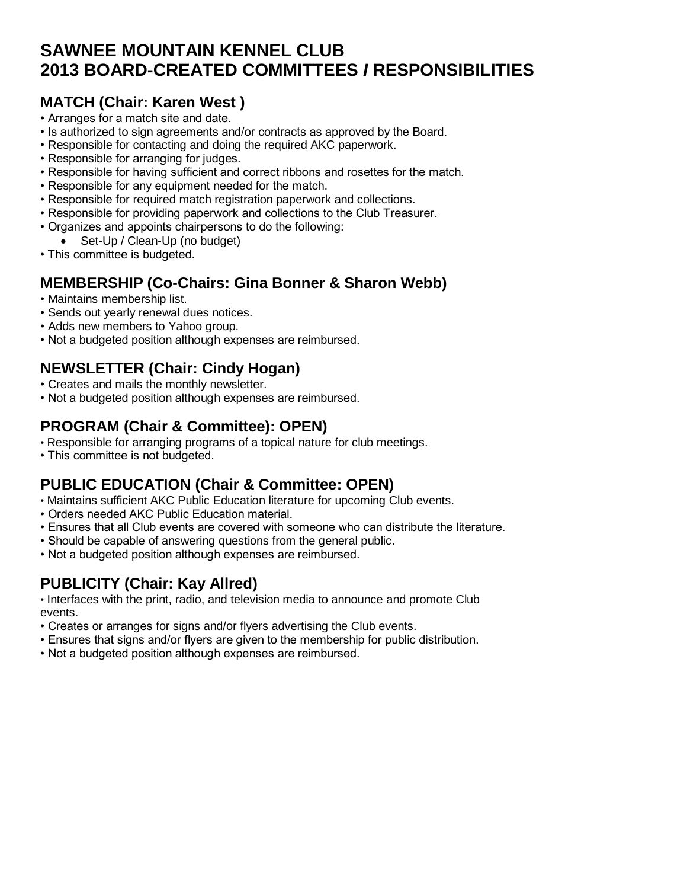# SAWNEE MOUNTAIN KENNEL CLUB
# 2013 BOARD-CREATED COMMITTEES / RESPONSIBILITIES

## MATCH (Chair: Karen West )

- Arranges for a match site and date.
- Is authorized to sign agreements and/or contracts as approved by the Board.
- Responsible for contacting and doing the required AKC paperwork.
- Responsible for arranging for judges.
- Responsible for having sufficient and correct ribbons and rosettes for the match.
- Responsible for any equipment needed for the match.
- Responsible for required match registration paperwork and collections.
- Responsible for providing paperwork and collections to the Club Treasurer.
- Organizes and appoints chairpersons to do the following:
  - Set-Up / Clean-Up (no budget)
- This committee is budgeted.

## MEMBERSHIP (Co-Chairs: Gina Bonner & Sharon Webb)

- Maintains membership list.
- Sends out yearly renewal dues notices.
- Adds new members to Yahoo group.
- Not a budgeted position although expenses are reimbursed.

## NEWSLETTER (Chair: Cindy Hogan)

- Creates and mails the monthly newsletter.
- Not a budgeted position although expenses are reimbursed.

## PROGRAM (Chair & Committee): OPEN)

- Responsible for arranging programs of a topical nature for club meetings.
- This committee is not budgeted.

## PUBLIC EDUCATION (Chair & Committee: OPEN)

- Maintains sufficient AKC Public Education literature for upcoming Club events.
- Orders needed AKC Public Education material.
- Ensures that all Club events are covered with someone who can distribute the literature.
- Should be capable of answering questions from the general public.
- Not a budgeted position although expenses are reimbursed.

## PUBLICITY (Chair: Kay Allred)

- Interfaces with the print, radio, and television media to announce and promote Club events.
- Creates or arranges for signs and/or flyers advertising the Club events.
- Ensures that signs and/or flyers are given to the membership for public distribution.
- Not a budgeted position although expenses are reimbursed.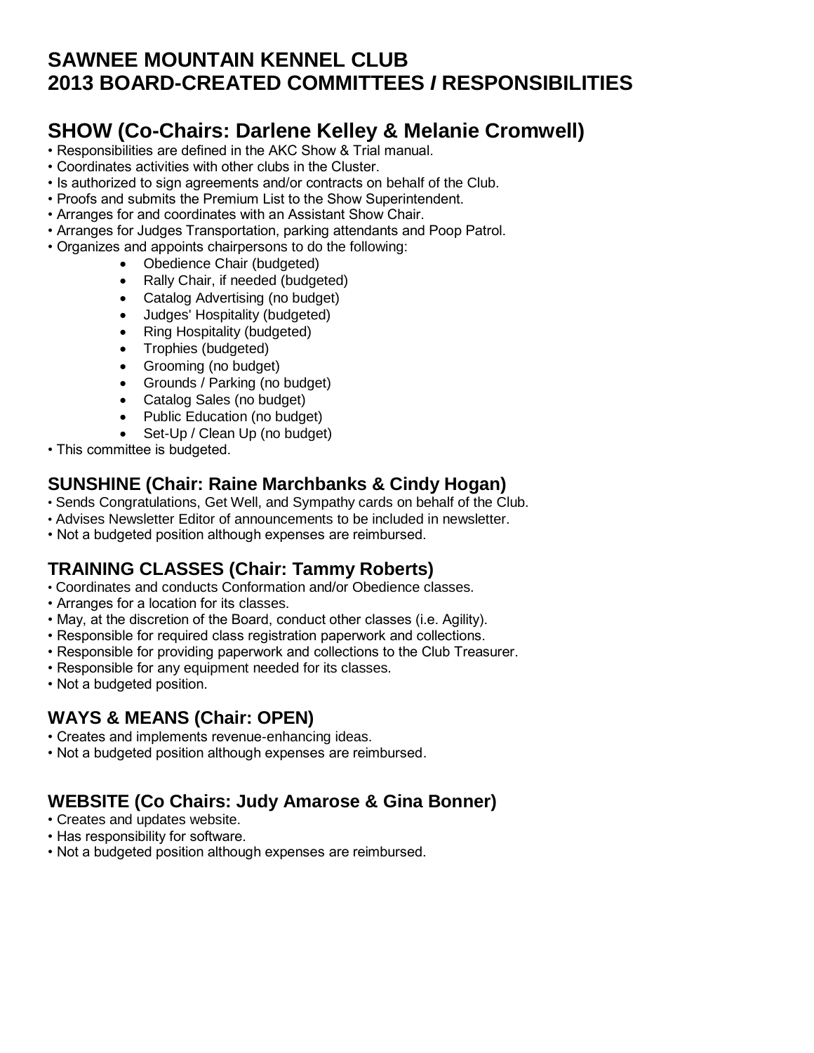# SAWNEE MOUNTAIN KENNEL CLUB
# 2013 BOARD-CREATED COMMITTEES / RESPONSIBILITIES

## SHOW (Co-Chairs: Darlene Kelley & Melanie Cromwell)

- Responsibilities are defined in the AKC Show & Trial manual.
- Coordinates activities with other clubs in the Cluster.
- Is authorized to sign agreements and/or contracts on behalf of the Club.
- Proofs and submits the Premium List to the Show Superintendent.
- Arranges for and coordinates with an Assistant Show Chair.
- Arranges for Judges Transportation, parking attendants and Poop Patrol.
- Organizes and appoints chairpersons to do the following:
    - Obedience Chair (budgeted)
    - Rally Chair, if needed (budgeted)
    - Catalog Advertising (no budget)
    - Judges' Hospitality (budgeted)
    - Ring Hospitality (budgeted)
    - Trophies (budgeted)
    - Grooming (no budget)
    - Grounds / Parking (no budget)
    - Catalog Sales (no budget)
    - Public Education (no budget)
    - Set-Up / Clean Up (no budget)
- This committee is budgeted.

### SUNSHINE (Chair: Raine Marchbanks & Cindy Hogan)

- Sends Congratulations, Get Well, and Sympathy cards on behalf of the Club.
- Advises Newsletter Editor of announcements to be included in newsletter.
- Not a budgeted position although expenses are reimbursed.

### TRAINING CLASSES (Chair: Tammy Roberts)

- Coordinates and conducts Conformation and/or Obedience classes.
- Arranges for a location for its classes.
- May, at the discretion of the Board, conduct other classes (i.e. Agility).
- Responsible for required class registration paperwork and collections.
- Responsible for providing paperwork and collections to the Club Treasurer.
- Responsible for any equipment needed for its classes.
- Not a budgeted position.

### WAYS & MEANS (Chair: OPEN)

- Creates and implements revenue-enhancing ideas.
- Not a budgeted position although expenses are reimbursed.

### WEBSITE (Co Chairs: Judy Amarose & Gina Bonner)

- Creates and updates website.
- Has responsibility for software.
- Not a budgeted position although expenses are reimbursed.